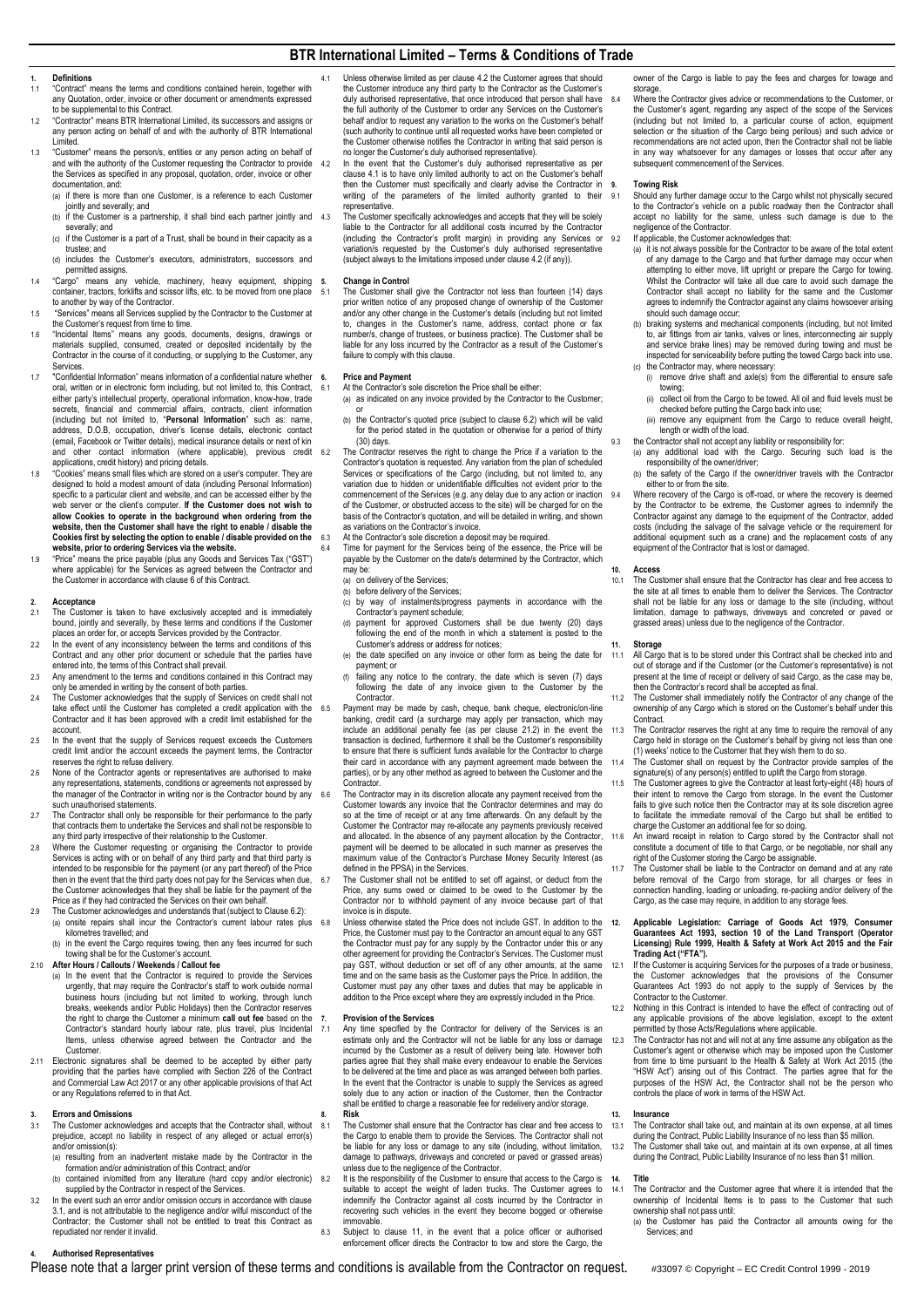# BTR International Limited – Terms & Conditions of Trade

## 1. Definitions

1.1 "Contract" means the terms and conditions contained herein, together with any Quotation, order, invoice or other document or amendments expressed to be supplemental to this Contract.

1.2 "Contractor" means BTR International Limited, its successors and assigns or any person acting on behalf of and with the authority of BTR International Limited.

1.3 "Customer" means the person/s, entities or any person acting on behalf of and with the authority of the Customer requesting the Contractor to provide the Services as specified in any proposal, quotation, order, invoice or other documentation, and:
- (a) if there is more than one Customer, is a reference to each Customer jointly and severally; and
- (b) if the Customer is a partnership, it shall bind each partner jointly and severally; and
- (c) if the Customer is a part of a Trust, shall be bound in their capacity as a trustee; and
- (d) includes the Customer's executors, administrators, successors and permitted assigns.

1.4 "Cargo" means any vehicle, machinery, heavy equipment, shipping container, tractors, forklifts and scissor lifts, etc. to be moved from one place to another by way of the Contractor.

1.5 "Services" means all Services supplied by the Contractor to the Customer at the Customer's request from time to time.

1.6 "Incidental Items" means any goods, documents, designs, drawings or materials supplied, consumed, created or deposited incidentally by the Contractor in the course of it conducting, or supplying to the Customer, any Services.

1.7 "Confidential Information" means information of a confidential nature whether oral, written or in electronic form including, but not limited to, this Contract, either party's intellectual property, operational information, know-how, trade secrets, financial and commercial affairs, contracts, client information (including but not limited to, "**Personal Information**" such as: name, address, D.O.B, occupation, driver's license details, electronic contact (email, Facebook or Twitter details), medical insurance details or next of kin and other contact information (where applicable), previous credit applications, credit history) and pricing details.

1.8 "Cookies" means small files which are stored on a user's computer. They are designed to hold a modest amount of data (including Personal Information) specific to a particular client and website, and can be accessed either by the web server or the client's computer. **If the Customer does not wish to allow Cookies to operate in the background when ordering from the website, then the Customer shall have the right to enable / disable the Cookies first by selecting the option to enable / disable provided on the website, prior to ordering Services via the website.**

1.9 "Price" means the price payable (plus any Goods and Services Tax ("GST") where applicable) for the Services as agreed between the Contractor and the Customer in accordance with clause 6 of this Contract.

## 2. Acceptance

2.1 The Customer is taken to have exclusively accepted and is immediately bound, jointly and severally, by these terms and conditions if the Customer places an order for, or accepts Services provided by the Contractor.

2.2 In the event of any inconsistency between the terms and conditions of this Contract and any other prior document or schedule that the parties have entered into, the terms of this Contract shall prevail.

2.3 Any amendment to the terms and conditions contained in this Contract may only be amended in writing by the consent of both parties.

2.4 The Customer acknowledges that the supply of Services on credit shall not take effect until the Customer has completed a credit application with the Contractor and it has been approved with a credit limit established for the account.

2.5 In the event that the supply of Services request exceeds the Customers credit limit and/or the account exceeds the payment terms, the Contractor reserves the right to refuse delivery.

2.6 None of the Contractor agents or representatives are authorised to make any representations, statements, conditions or agreements not expressed by the manager of the Contractor in writing nor is the Contractor bound by any such unauthorised statements.

2.7 The Contractor shall only be responsible for their performance to the party that contracts them to undertake the Services and shall not be responsible to any third party irrespective of their relationship to the Customer.

2.8 Where the Customer requesting or organising the Contractor to provide Services is acting with or on behalf of any third party and that third party is intended to be responsible for the payment (or any part thereof) of the Price then in the event that the third party does not pay for the Services when due, the Customer acknowledges that they shall be liable for the payment of the Price as if they had contracted the Services on their own behalf.

2.9 The Customer acknowledges and understands that (subject to Clause 6.2):
- (a) onsite repairs shall incur the Contractor's current labour rates plus kilometres travelled; and
- (b) in the event the Cargo requires towing, then any fees incurred for such towing shall be for the Customer's account.

2.10 **After Hours / Callouts / Weekends / Callout fee**
- (a) In the event that the Contractor is required to provide the Services urgently, that may require the Contractor's staff to work outside normal business hours (including but not limited to working, through lunch breaks, weekends and/or Public Holidays) then the Contractor reserves the right to charge the Customer a minimum **call out fee** based on the Contractor's standard hourly labour rate, plus travel, plus Incidental Items, unless otherwise agreed between the Contractor and the Customer.

2.11 Electronic signatures shall be deemed to be accepted by either party providing that the parties have complied with Section 226 of the Contract and Commercial Law Act 2017 or any other applicable provisions of that Act or any Regulations referred to in that Act.

## 3. Errors and Omissions

3.1 The Customer acknowledges and accepts that the Contractor shall, without prejudice, accept no liability in respect of any alleged or actual error(s) and/or omission(s):
- (a) resulting from an inadvertent mistake made by the Contractor in the formation and/or administration of this Contract; and/or
- (b) contained in/omitted from any literature (hard copy and/or electronic) supplied by the Contractor in respect of the Services.

3.2 In the event such an error and/or omission occurs in accordance with clause 3.1, and is not attributable to the negligence and/or wilful misconduct of the Contractor; the Customer shall not be entitled to treat this Contract as repudiated nor render it invalid.

## 4. Authorised Representatives

4.1 Unless otherwise limited as per clause 4.2 the Customer agrees that should the Customer introduce any third party to the Contractor as the Customer's duly authorised representative, that once introduced that person shall have the full authority of the Customer to order any Services on the Customer's behalf and/or to request any variation to the works on the Customer's behalf (such authority to continue until all requested works have been completed or the Customer otherwise notifies the Contractor in writing that said person is no longer the Customer's duly authorised representative).

4.2 In the event that the Customer's duly authorised representative as per clause 4.1 is to have only limited authority to act on the Customer's behalf then the Customer must specifically and clearly advise the Contractor in writing of the parameters of the limited authority granted to their representative.

4.3 The Customer specifically acknowledges and accepts that they will be solely liable to the Contractor for all additional costs incurred by the Contractor (including the Contractor's profit margin) in providing any Services or variation/s requested by the Customer's duly authorised representative (subject always to the limitations imposed under clause 4.2 (if any)).

## 5. Change in Control

5.1 The Customer shall give the Contractor not less than fourteen (14) days prior written notice of any proposed change of ownership of the Customer and/or any other change in the Customer's details (including but not limited to, changes in the Customer's name, address, contact phone or fax number/s, change of trustees, or business practice). The Customer shall be liable for any loss incurred by the Contractor as a result of the Customer's failure to comply with this clause.

## 6. Price and Payment

6.1 At the Contractor's sole discretion the Price shall be either:
- (a) as indicated on any invoice provided by the Contractor to the Customer; or
- (b) the Contractor's quoted price (subject to clause 6.2) which will be valid for the period stated in the quotation or otherwise for a period of thirty (30) days.

6.2 The Contractor reserves the right to change the Price if a variation to the Contractor's quotation is requested. Any variation from the plan of scheduled Services or specifications of the Cargo (including, but not limited to, any variation due to hidden or unidentifiable difficulties not evident prior to the commencement of the Services (e.g. any delay due to any action or inaction of the Customer, or obstructed access to the site) will be charged for on the basis of the Contractor's quotation, and will be detailed in writing, and shown as variations on the Contractor's invoice.

6.3 At the Contractor's sole discretion a deposit may be required.

6.4 Time for payment for the Services being of the essence, the Price will be payable by the Customer on the date/s determined by the Contractor, which may be:
- (a) on delivery of the Services;
- (b) before delivery of the Services;
- (c) by way of instalments/progress payments in accordance with the Contractor's payment schedule;
- (d) payment for approved Customers shall be due twenty (20) days following the end of the month in which a statement is posted to the Customer's address or address for notices;
- (e) the date specified on any invoice or other form as being the date for payment; or
- (f) failing any notice to the contrary, the date which is seven (7) days following the date of any invoice given to the Customer by the Contractor.

6.5 Payment may be made by cash, cheque, bank cheque, electronic/on-line banking, credit card (a surcharge may apply per transaction, which may include an additional penalty fee (as per clause 21.2) in the event the transaction is declined, furthermore it shall be the Customer's responsibility to ensure that there is sufficient funds available for the Contractor to charge their card in accordance with any payment agreement made between the parties), or by any other method as agreed to between the Customer and the Contractor.

6.6 The Contractor may in its discretion allocate any payment received from the Customer towards any invoice that the Contractor determines and may do so at the time of receipt or at any time afterwards. On any default by the Customer the Contractor may re-allocate any payments previously received and allocated. In the absence of any payment allocation by the Contractor, payment will be deemed to be allocated in such manner as preserves the maximum value of the Contractor's Purchase Money Security Interest (as defined in the PPSA) in the Services.

6.7 The Customer shall not be entitled to set off against, or deduct from the Price, any sums owed or claimed to be owed to the Customer by the Contractor nor to withhold payment of any invoice because part of that invoice is in dispute.

6.8 Unless otherwise stated the Price does not include GST. In addition to the Price, the Customer must pay to the Contractor an amount equal to any GST the Contractor must pay for any supply by the Contractor under this or any other agreement for providing the Contractor's Services. The Customer must pay GST, without deduction or set off of any other amounts, at the same time and on the same basis as the Customer pays the Price. In addition, the Customer must pay any other taxes and duties that may be applicable in addition to the Price except where they are expressly included in the Price.

## 7. Provision of the Services

7.1 Any time specified by the Contractor for delivery of the Services is an estimate only and the Contractor will not be liable for any loss or damage incurred by the Customer as a result of delivery being late. However both parties agree that they shall make every endeavour to enable the Services to be delivered at the time and place as was arranged between both parties. In the event that the Contractor is unable to supply the Services as agreed solely due to any action or inaction of the Customer, then the Contractor shall be entitled to charge a reasonable fee for redelivery and/or storage.

## 8. Risk

8.1 The Customer shall ensure that the Contractor has clear and free access to the Cargo to enable them to provide the Services. The Contractor shall not be liable for any loss or damage to any site (including, without limitation, damage to pathways, driveways and concreted or paved or grassed areas) unless due to the negligence of the Contractor.

8.2 It is the responsibility of the Customer to ensure that access to the Cargo is suitable to accept the weight of laden trucks. The Customer agrees to indemnify the Contractor against all costs incurred by the Contractor in recovering such vehicles in the event they become bogged or otherwise immovable.

8.3 Subject to clause 11, in the event that a police officer or authorised enforcement officer directs the Contractor to tow and store the Cargo, the owner of the Cargo is liable to pay the fees and charges for towage and storage.

8.4 Where the Contractor gives advice or recommendations to the Customer, or the Customer's agent, regarding any aspect of the scope of the Services (including but not limited to, a particular course of action, equipment selection or the situation of the Cargo being perilous) and such advice or recommendations are not acted upon, then the Contractor shall not be liable in any way whatsoever for any damages or losses that occur after any subsequent commencement of the Services.

## 9. Towing Risk

9.1 Should any further damage occur to the Cargo whilst not physically secured to the Contractor's vehicle on a public roadway then the Contractor shall accept no liability for the same, unless such damage is due to the negligence of the Contractor.

9.2 If applicable, the Customer acknowledges that:
- (a) it is not always possible for the Contractor to be aware of the total extent of any damage to the Cargo and that further damage may occur when attempting to either move, lift upright or prepare the Cargo for towing. Whilst the Contractor will take all due care to avoid such damage the Contractor shall accept no liability for the same and the Customer agrees to indemnify the Contractor against any claims howsoever arising should such damage occur;
- (b) braking systems and mechanical components (including, but not limited to, air fittings from air tanks, valves or lines, interconnecting air supply and service brake lines) may be removed during towing and must be inspected for serviceability before putting the towed Cargo back into use.
- (c) the Contractor may, where necessary:
  - (i) remove drive shaft and axle(s) from the differential to ensure safe towing;
  - (ii) collect oil from the Cargo to be towed. All oil and fluid levels must be checked before putting the Cargo back into use;
  - (iii) remove any equipment from the Cargo to reduce overall height, length or width of the load.

9.3 the Contractor shall not accept any liability or responsibility for:
- (a) any additional load with the Cargo. Securing such load is the responsibility of the owner/driver;
- (b) the safety of the Cargo if the owner/driver travels with the Contractor either to or from the site.

9.4 Where recovery of the Cargo is off-road, or where the recovery is deemed by the Contractor to be extreme, the Customer agrees to indemnify the Contractor against any damage to the equipment of the Contractor, added costs (including the salvage of the salvage vehicle or the requirement for additional equipment such as a crane) and the replacement costs of any equipment of the Contractor that is lost or damaged.

## 10. Access

10.1 The Customer shall ensure that the Contractor has clear and free access to the site at all times to enable them to deliver the Services. The Contractor shall not be liable for any loss or damage to the site (including, without limitation, damage to pathways, driveways and concreted or paved or grassed areas) unless due to the negligence of the Contractor.

## 11. Storage

11.1 All Cargo that is to be stored under this Contract shall be checked into and out of storage and if the Customer (or the Customer's representative) is not present at the time of receipt or delivery of said Cargo, as the case may be, then the Contractor's record shall be accepted as final.

11.2 The Customer shall immediately notify the Contractor of any change of the ownership of any Cargo which is stored on the Customer's behalf under this Contract.

11.3 The Contractor reserves the right at any time to require the removal of any Cargo held in storage on the Customer's behalf by giving not less than one (1) weeks' notice to the Customer that they wish them to do so.

11.4 The Customer shall on request by the Contractor provide samples of the signature(s) of any person(s) entitled to uplift the Cargo from storage.

11.5 The Customer agrees to give the Contractor at least forty-eight (48) hours of their intent to remove the Cargo from storage. In the event the Customer fails to give such notice then the Contractor may at its sole discretion agree to facilitate the immediate removal of the Cargo but shall be entitled to charge the Customer an additional fee for so doing.

11.6 An inward receipt in relation to Cargo stored by the Contractor shall not constitute a document of title to that Cargo, or be negotiable, nor shall any right of the Customer storing the Cargo be assignable.

11.7 The Customer shall be liable to the Contractor on demand and at any rate before removal of the Cargo from storage, for all charges or fees in connection handling, loading or unloading, re-packing and/or delivery of the Cargo, as the case may require, in addition to any storage fees.

## 12. Applicable Legislation: Carriage of Goods Act 1979, Consumer Guarantees Act 1993, section 10 of the Land Transport (Operator Licensing) Rule 1999, Health & Safety at Work Act 2015 and the Fair Trading Act ("FTA").

12.1 If the Customer is acquiring Services for the purposes of a trade or business, the Customer acknowledges that the provisions of the Consumer Guarantees Act 1993 do not apply to the supply of Services by the Contractor to the Customer.

12.2 Nothing in this Contract is intended to have the effect of contracting out of any applicable provisions of the above legislation, except to the extent permitted by those Acts/Regulations where applicable.

12.3 The Contractor has not and will not at any time assume any obligation as the Customer's agent or otherwise which may be imposed upon the Customer from time to time pursuant to the Health & Safety at Work Act 2015 (the "HSW Act") arising out of this Contract. The parties agree that for the purposes of the HSW Act, the Contractor shall not be the person who controls the place of work in terms of the HSW Act.

## 13. Insurance

13.1 The Contractor shall take out, and maintain at its own expense, at all times during the Contract, Public Liability Insurance of no less than $5 million.

13.2 The Customer shall take out, and maintain at its own expense, at all times during the Contract, Public Liability Insurance of no less than $1 million.

## 14. Title

14.1 The Contractor and the Customer agree that where it is intended that the ownership of Incidental Items is to pass to the Customer that such ownership shall not pass until:
- (a) the Customer has paid the Contractor all amounts owing for the Services; and

Please note that a larger print version of these terms and conditions is available from the Contractor on request.

#33097 © Copyright – EC Credit Control 1999 - 2019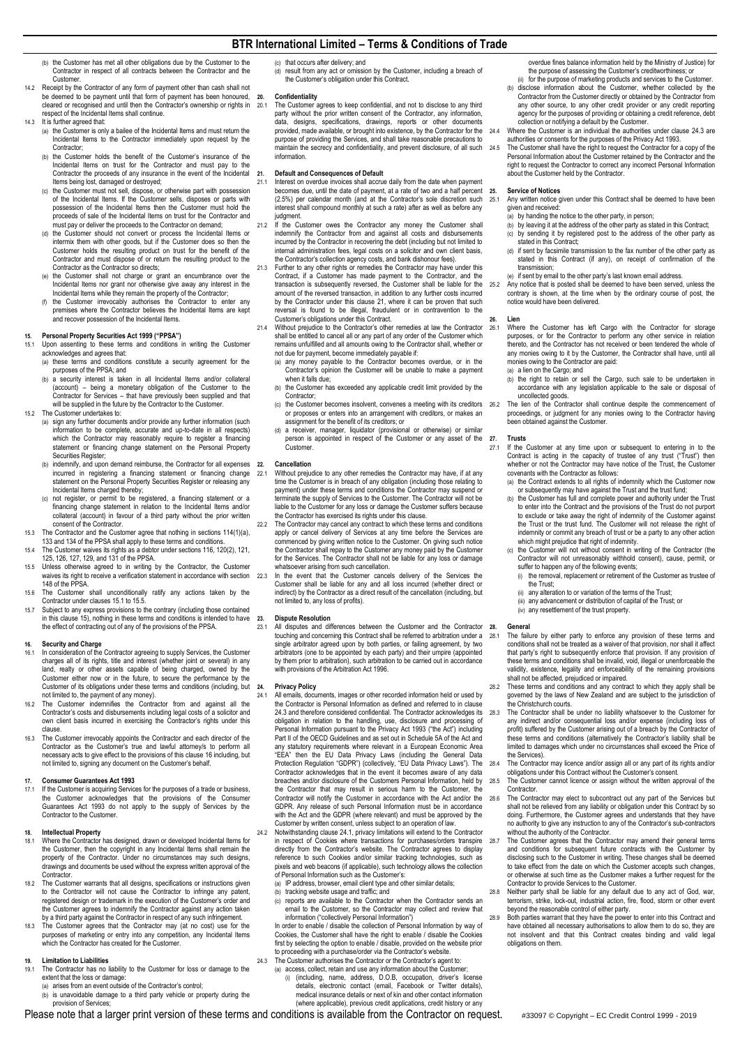(b) the Customer has met all other obligations due by the Customer to the Contractor in respect of all contracts between the Contractor and the Customer.

14.2 Receipt by the Contractor of any form of payment other than cash shall not be deemed to be payment until that form of payment has been honoured, cleared or recognised and until then the Contractor's ownership or rights in respect of the Incidental Items shall continue.

14.3 It is further agreed that:

(a) the Customer is only a bailee of the Incidental Items and must return the Incidental Items to the Contractor immediately upon request by the Contractor;

(b) the Customer holds the benefit of the Customer's insurance of the Incidental Items on trust for the Contractor and must pay to the Contractor the proceeds of any insurance in the event of the Incidental Items being lost, damaged or destroyed;

(c) the Customer must not sell, dispose, or otherwise part with possession of the Incidental Items. If the Customer sells, disposes or parts with possession of the Incidental Items then the Customer must hold the proceeds of sale of the Incidental Items on trust for the Contractor and must pay or deliver the proceeds to the Contractor on demand;

(d) the Customer should not convert or process the Incidental Items or intermix them with other goods, but if the Customer does so then the Customer holds the resulting product on trust for the benefit of the Contractor and must dispose of or return the resulting product to the Contractor as the Contractor so directs;

(e) the Customer shall not charge or grant an encumbrance over the Incidental Items nor grant nor otherwise give away any interest in the Incidental Items while they remain the property of the Contractor;

(f) the Customer irrevocably authorises the Contractor to enter any premises where the Contractor believes the Incidental Items are kept and recover possession of the Incidental Items.

## 15. Personal Property Securities Act 1999 ("PPSA")

15.1 Upon assenting to these terms and conditions in writing the Customer acknowledges and agrees that:

(a) these terms and conditions constitute a security agreement for the purposes of the PPSA; and

(b) a security interest is taken in all Incidental Items and/or collateral (account) – being a monetary obligation of the Customer to the Contractor for Services – that have previously been supplied and that will be supplied in the future by the Contractor to the Customer.

15.2 The Customer undertakes to:

(a) sign any further documents and/or provide any further information (such information to be complete, accurate and up-to-date in all respects) which the Contractor may reasonably require to register a financing statement or financing change statement on the Personal Property Securities Register;

(b) indemnify, and upon demand reimburse, the Contractor for all expenses incurred in registering a financing statement or financing change statement on the Personal Property Securities Register or releasing any Incidental Items charged thereby;

(c) not register, or permit to be registered, a financing statement or a financing change statement in relation to the Incidental Items and/or collateral (account) in favour of a third party without the prior written consent of the Contractor.

15.3 The Contractor and the Customer agree that nothing in sections 114(1)(a), 133 and 134 of the PPSA shall apply to these terms and conditions.

15.4 The Customer waives its rights as a debtor under sections 116, 120(2), 121, 125, 126, 127, 129, and 131 of the PPSA.

15.5 Unless otherwise agreed to in writing by the Contractor, the Customer waives its right to receive a verification statement in accordance with section 148 of the PPSA.

15.6 The Customer shall unconditionally ratify any actions taken by the Contractor under clauses 15.1 to 15.5.

15.7 Subject to any express provisions to the contrary (including those contained in this clause 15), nothing in these terms and conditions is intended to have the effect of contracting out of any of the provisions of the PPSA.

## 16. Security and Charge

16.1 In consideration of the Contractor agreeing to supply Services, the Customer charges all of its rights, title and interest (whether joint or several) in any land, realty or other assets capable of being charged, owned by the Customer either now or in the future, to secure the performance by the Customer of its obligations under these terms and conditions (including, but not limited to, the payment of any money).

16.2 The Customer indemnifies the Contractor from and against all the Contractor's costs and disbursements including legal costs of a solicitor and own client basis incurred in exercising the Contractor's rights under this clause.

16.3 The Customer irrevocably appoints the Contractor and each director of the Contractor as the Customer's true and lawful attorney/s to perform all necessary acts to give effect to the provisions of this clause 16 including, but not limited to, signing any document on the Customer's behalf.

## 17. Consumer Guarantees Act 1993

17.1 If the Customer is acquiring Services for the purposes of a trade or business, the Customer acknowledges that the provisions of the Consumer Guarantees Act 1993 do not apply to the supply of Services by the Contractor to the Customer.

## 18. Intellectual Property

18.1 Where the Contractor has designed, drawn or developed Incidental Items for the Customer, then the copyright in any Incidental Items shall remain the property of the Contractor. Under no circumstances may such designs, drawings and documents be used without the express written approval of the Contractor.

18.2 The Customer warrants that all designs, specifications or instructions given to the Contractor will not cause the Contractor to infringe any patent, registered design or trademark in the execution of the Customer's order and the Customer agrees to indemnify the Contractor against any action taken by a third party against the Contractor in respect of any such infringement.

18.3 The Customer agrees that the Contractor may (at no cost) use for the purposes of marketing or entry into any competition, any Incidental Items which the Contractor has created for the Customer.

## 19. Limitation to Liabilities

19.1 The Contractor has no liability to the Customer for loss or damage to the extent that the loss or damage:

(a) arises from an event outside of the Contractor's control;

(b) is unavoidable damage to a third party vehicle or property during the provision of Services;

(c) that occurs after delivery; and

(d) result from any act or omission by the Customer, including a breach of the Customer's obligation under this Contract.

## 20. Confidentiality

20.1 The Customer agrees to keep confidential, and not to disclose to any third party without the prior written consent of the Contractor, any information, data, designs, specifications, drawings, reports or other documents provided, made available, or brought into existence, by the Contractor for the purpose of providing the Services, and shall take reasonable precautions to maintain the secrecy and confidentiality, and prevent disclosure, of all such information.

## 21. Default and Consequences of Default

21.1 Interest on overdue invoices shall accrue daily from the date when payment becomes due, until the date of payment, at a rate of two and a half percent (2.5%) per calendar month (and at the Contractor's sole discretion such interest shall compound monthly at such a rate) after as well as before any judgment.

21.2 If the Customer owes the Contractor any money the Customer shall indemnify the Contractor from and against all costs and disbursements incurred by the Contractor in recovering the debt (including but not limited to internal administration fees, legal costs on a solicitor and own client basis, the Contractor's collection agency costs, and bank dishonour fees).

21.3 Further to any other rights or remedies the Contractor may have under this Contract, if a Customer has made payment to the Contractor, and the transaction is subsequently reversed, the Customer shall be liable for the amount of the reversed transaction, in addition to any further costs incurred by the Contractor under this clause 21, where it can be proven that such reversal is found to be illegal, fraudulent or in contravention to the Customer's obligations under this Contract.

21.4 Without prejudice to the Contractor's other remedies at law the Contractor shall be entitled to cancel all or any part of any order of the Customer which remains unfulfilled and all amounts owing to the Contractor shall, whether or not due for payment, become immediately payable if:

(a) any money payable to the Contractor becomes overdue, or in the Contractor's opinion the Customer will be unable to make a payment when it falls due;

(b) the Customer has exceeded any applicable credit limit provided by the Contractor;

(c) the Customer becomes insolvent, convenes a meeting with its creditors or proposes or enters into an arrangement with creditors, or makes an assignment for the benefit of its creditors; or

(d) a receiver, manager, liquidator (provisional or otherwise) or similar person is appointed in respect of the Customer or any asset of the Customer.

## 22. Cancellation

22.1 Without prejudice to any other remedies the Contractor may have, if at any time the Customer is in breach of any obligation (including those relating to payment) under these terms and conditions the Contractor may suspend or terminate the supply of Services to the Customer. The Contractor will not be liable to the Customer for any loss or damage the Customer suffers because the Contractor has exercised its rights under this clause.

22.2 The Contractor may cancel any contract to which these terms and conditions apply or cancel delivery of Services at any time before the Services are commenced by giving written notice to the Customer. On giving such notice the Contractor shall repay to the Customer any money paid by the Customer for the Services. The Contractor shall not be liable for any loss or damage whatsoever arising from such cancellation.

22.3 In the event that the Customer cancels delivery of the Services the Customer shall be liable for any and all loss incurred (whether direct or indirect) by the Contractor as a direct result of the cancellation (including, but not limited to, any loss of profits).

## 23. Dispute Resolution

23.1 All disputes and differences between the Customer and the Contractor touching and concerning this Contract shall be referred to arbitration under a single arbitrator agreed upon by both parties, or failing agreement, by two arbitrators (one to be appointed by each party) and their umpire (appointed by them prior to arbitration), such arbitration to be carried out in accordance with provisions of the Arbitration Act 1996.

## 24. Privacy Policy

24.1 All emails, documents, images or other recorded information held or used by the Contractor is Personal Information as defined and referred to in clause 24.3 and therefore considered confidential. The Contractor acknowledges its obligation in relation to the handling, use, disclosure and processing of Personal Information pursuant to the Privacy Act 1993 ("the Act") including Part II of the OECD Guidelines and as set out in Schedule 5A of the Act and any statutory requirements where relevant in a European Economic Area "EEA" then the EU Data Privacy Laws (including the General Data Protection Regulation "GDPR") (collectively, "EU Data Privacy Laws"). The Contractor acknowledges that in the event it becomes aware of any data breaches and/or disclosure of the Customers Personal Information, held by the Contractor that may result in serious harm to the Customer, the Contractor will notify the Customer in accordance with the Act and/or the GDPR. Any release of such Personal Information must be in accordance with the Act and the GDPR (where relevant) and must be approved by the Customer by written consent, unless subject to an operation of law.

24.2 Notwithstanding clause 24.1, privacy limitations will extend to the Contractor in respect of Cookies where transactions for purchases/orders transpire directly from the Contractor's website. The Contractor agrees to display reference to such Cookies and/or similar tracking technologies, such as pixels and web beacons (if applicable), such technology allows the collection of Personal Information such as the Customer's:

(a) IP address, browser, email client type and other similar details;

(b) tracking website usage and traffic; and

(c) reports are available to the Contractor when the Contractor sends an email to the Customer, so the Contractor may collect and review that information ("collectively Personal Information")

In order to enable / disable the collection of Personal Information by way of Cookies, the Customer shall have the right to enable / disable the Cookies first by selecting the option to enable / disable, provided on the website prior to proceeding with a purchase/order via the Contractor's website.

24.3 The Customer authorises the Contractor or the Contractor's agent to:

(a) access, collect, retain and use any information about the Customer;

(i) (including, name, address, D.O.B, occupation, driver's license details, electronic contact (email, Facebook or Twitter details), medical insurance details or next of kin and other contact information (where applicable), previous credit applications, credit history or any overdue fines balance information held by the Ministry of Justice) for the purpose of assessing the Customer's creditworthiness; or

(ii) for the purpose of marketing products and services to the Customer.

(b) disclose information about the Customer, whether collected by the Contractor from the Customer directly or obtained by the Contractor from any other source, to any other credit provider or any credit reporting agency for the purposes of providing or obtaining a credit reference, debt collection or notifying a default by the Customer.

24.4 Where the Customer is an individual the authorities under clause 24.3 are authorities or consents for the purposes of the Privacy Act 1993.

24.5 The Customer shall have the right to request the Contractor for a copy of the Personal Information about the Customer retained by the Contractor and the right to request the Contractor to correct any incorrect Personal Information about the Customer held by the Contractor.

## 25. Service of Notices

25.1 Any written notice given under this Contract shall be deemed to have been given and received:

(a) by handing the notice to the other party, in person;

(b) by leaving it at the address of the other party as stated in this Contract;

(c) by sending it by registered post to the address of the other party as stated in this Contract;

(d) if sent by facsimile transmission to the fax number of the other party as stated in this Contract (if any), on receipt of confirmation of the transmission;

(e) if sent by email to the other party's last known email address.

25.2 Any notice that is posted shall be deemed to have been served, unless the contrary is shown, at the time when by the ordinary course of post, the notice would have been delivered.

## 26. Lien

26.1 Where the Customer has left Cargo with the Contractor for storage purposes, or for the Contractor to perform any other service in relation thereto, and the Contractor has not received or been tendered the whole of any monies owing to it by the Customer, the Contractor shall have, until all monies owing to the Contractor are paid:

(a) a lien on the Cargo; and

(b) the right to retain or sell the Cargo, such sale to be undertaken in accordance with any legislation applicable to the sale or disposal of uncollected goods.

26.2 The lien of the Contractor shall continue despite the commencement of proceedings, or judgment for any monies owing to the Contractor having been obtained against the Customer.

## 27. Trusts

27.1 If the Customer at any time upon or subsequent to entering in to the Contract is acting in the capacity of trustee of any trust ("Trust") then whether or not the Contractor may have notice of the Trust, the Customer covenants with the Contractor as follows:

(a) the Contract extends to all rights of indemnity which the Customer now or subsequently may have against the Trust and the trust fund;

(b) the Customer has full and complete power and authority under the Trust to enter into the Contract and the provisions of the Trust do not purport to exclude or take away the right of indemnity of the Customer against the Trust or the trust fund. The Customer will not release the right of indemnity or commit any breach of trust or be a party to any other action which might prejudice that right of indemnity.

(c) the Customer will not without consent in writing of the Contractor (the Contractor will not unreasonably withhold consent), cause, permit, or suffer to happen any of the following events;

(i) the removal, replacement or retirement of the Customer as trustee of the Trust;

(ii) any alteration to or variation of the terms of the Trust;

(iii) any advancement or distribution of capital of the Trust; or

(iv) any resettlement of the trust property.

## 28. General

28.1 The failure by either party to enforce any provision of these terms and conditions shall not be treated as a waiver of that provision, nor shall it affect that party's right to subsequently enforce that provision. If any provision of these terms and conditions shall be invalid, void, illegal or unenforceable the validity, existence, legality and enforceability of the remaining provisions shall not be affected, prejudiced or impaired.

28.2 These terms and conditions and any contract to which they apply shall be governed by the laws of New Zealand and are subject to the jurisdiction of the Christchurch courts.

28.3 The Contractor shall be under no liability whatsoever to the Customer for any indirect and/or consequential loss and/or expense (including loss of profit) suffered by the Customer arising out of a breach by the Contractor of these terms and conditions (alternatively the Contractor's liability shall be limited to damages which under no circumstances shall exceed the Price of the Services).

28.4 The Contractor may licence and/or assign all or any part of its rights and/or obligations under this Contract without the Customer's consent.

28.5 The Customer cannot licence or assign without the written approval of the Contractor.

28.6 The Contractor may elect to subcontract out any part of the Services but shall not be relieved from any liability or obligation under this Contract by so doing. Furthermore, the Customer agrees and understands that they have no authority to give any instruction to any of the Contractor's sub-contractors without the authority of the Contractor.

28.7 The Customer agrees that the Contractor may amend their general terms and conditions for subsequent future contracts with the Customer by disclosing such to the Customer in writing. These changes shall be deemed to take effect from the date on which the Customer accepts such changes, or otherwise at such time as the Customer makes a further request for the Contractor to provide Services to the Customer.

28.8 Neither party shall be liable for any default due to any act of God, war, terrorism, strike, lock-out, industrial action, fire, flood, storm or other event beyond the reasonable control of either party.

28.9 Both parties warrant that they have the power to enter into this Contract and have obtained all necessary authorisations to allow them to do so, they are not insolvent and that this Contract creates binding and valid legal obligations on them.

Please note that a larger print version of these terms and conditions is available from the Contractor on request.